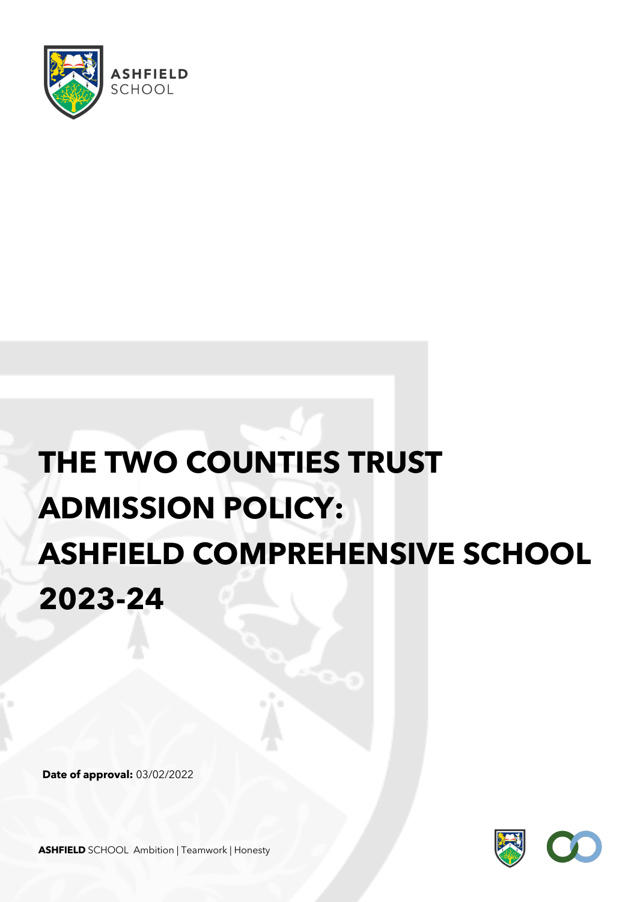ASHFIELD SCHOOL

# THE TWO COUNTIES TRUST ADMISSION POLICY: ASHFIELD COMPREHENSIVE SCHOOL 2023-24

**Date of approval:** 03/02/2022

**ASHFIELD** SCHOOL Ambition | Teamwork | Honesty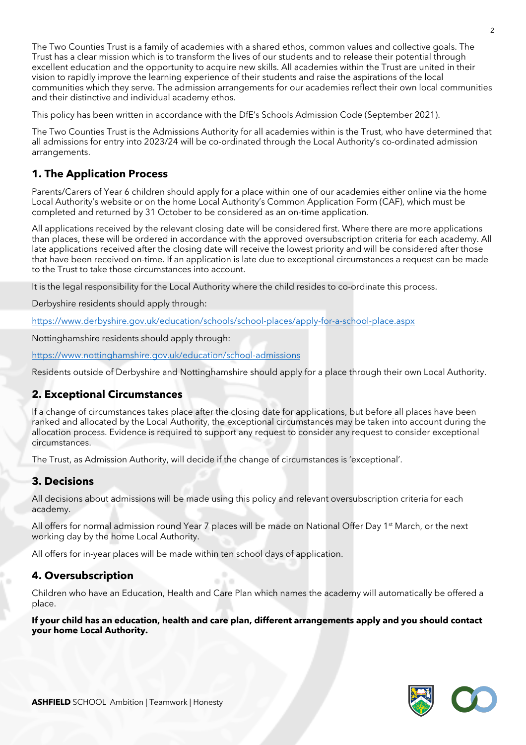The Two Counties Trust is a family of academies with a shared ethos, common values and collective goals. The Trust has a clear mission which is to transform the lives of our students and to release their potential through excellent education and the opportunity to acquire new skills. All academies within the Trust are united in their vision to rapidly improve the learning experience of their students and raise the aspirations of the local communities which they serve. The admission arrangements for our academies reflect their own local communities and their distinctive and individual academy ethos.

This policy has been written in accordance with the DfE's Schools Admission Code (September 2021).

The Two Counties Trust is the Admissions Authority for all academies within is the Trust, who have determined that all admissions for entry into 2023/24 will be co-ordinated through the Local Authority's co-ordinated admission arrangements.

## 1. The Application Process

Parents/Carers of Year 6 children should apply for a place within one of our academies either online via the home Local Authority's website or on the home Local Authority's Common Application Form (CAF), which must be completed and returned by 31 October to be considered as an on-time application.

All applications received by the relevant closing date will be considered first. Where there are more applications than places, these will be ordered in accordance with the approved oversubscription criteria for each academy. All late applications received after the closing date will receive the lowest priority and will be considered after those that have been received on-time. If an application is late due to exceptional circumstances a request can be made to the Trust to take those circumstances into account.

It is the legal responsibility for the Local Authority where the child resides to co-ordinate this process.

Derbyshire residents should apply through:

https://www.derbyshire.gov.uk/education/schools/school-places/apply-for-a-school-place.aspx

Nottinghamshire residents should apply through:

https://www.nottinghamshire.gov.uk/education/school-admissions

Residents outside of Derbyshire and Nottinghamshire should apply for a place through their own Local Authority.

## 2. Exceptional Circumstances

If a change of circumstances takes place after the closing date for applications, but before all places have been ranked and allocated by the Local Authority, the exceptional circumstances may be taken into account during the allocation process. Evidence is required to support any request to consider any request to consider exceptional circumstances.

The Trust, as Admission Authority, will decide if the change of circumstances is 'exceptional'.

## 3. Decisions

All decisions about admissions will be made using this policy and relevant oversubscription criteria for each academy.

All offers for normal admission round Year 7 places will be made on National Offer Day 1st March, or the next working day by the home Local Authority.

All offers for in-year places will be made within ten school days of application.

## 4. Oversubscription

Children who have an Education, Health and Care Plan which names the academy will automatically be offered a place.

**If your child has an education, health and care plan, different arrangements apply and you should contact your home Local Authority.**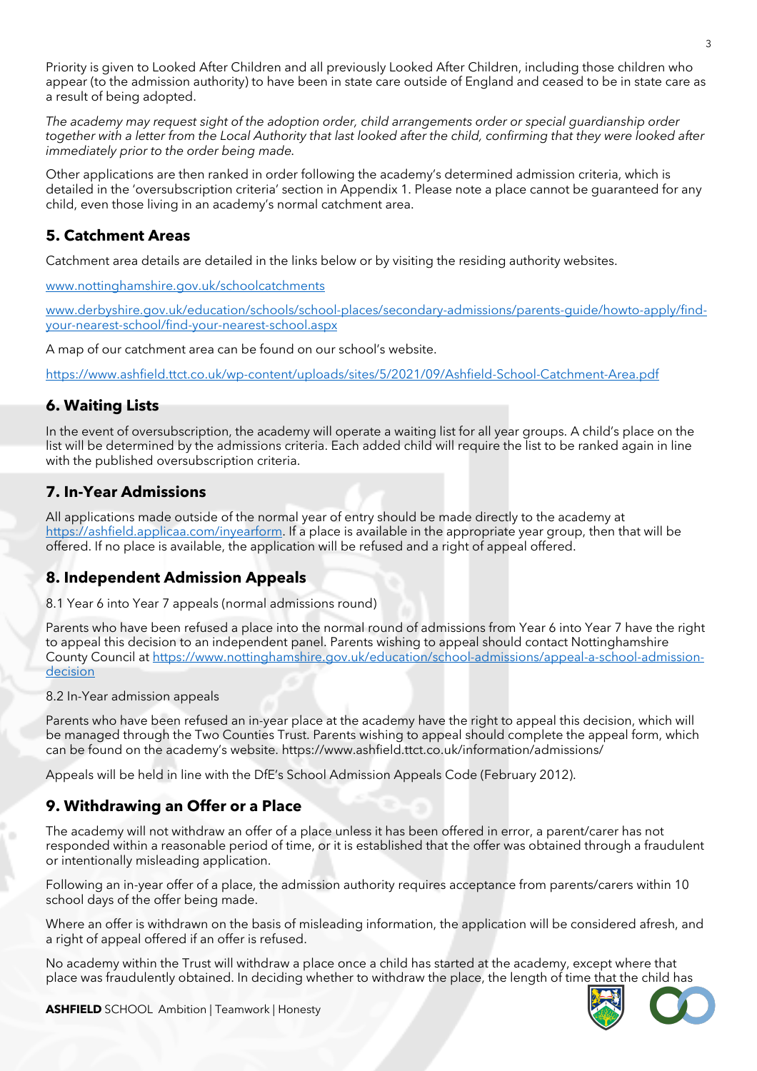Priority is given to Looked After Children and all previously Looked After Children, including those children who appear (to the admission authority) to have been in state care outside of England and ceased to be in state care as a result of being adopted.

*The academy may request sight of the adoption order, child arrangements order or special guardianship order together with a letter from the Local Authority that last looked after the child, confirming that they were looked after immediately prior to the order being made.*

Other applications are then ranked in order following the academy's determined admission criteria, which is detailed in the 'oversubscription criteria' section in Appendix 1. Please note a place cannot be guaranteed for any child, even those living in an academy's normal catchment area.

## 5. Catchment Areas

Catchment area details are detailed in the links below or by visiting the residing authority websites.

www.nottinghamshire.gov.uk/schoolcatchments

www.derbyshire.gov.uk/education/schools/school-places/secondary-admissions/parents-guide/howto-apply/find-your-nearest-school/find-your-nearest-school.aspx

A map of our catchment area can be found on our school's website.

https://www.ashfield.ttct.co.uk/wp-content/uploads/sites/5/2021/09/Ashfield-School-Catchment-Area.pdf

## 6. Waiting Lists

In the event of oversubscription, the academy will operate a waiting list for all year groups. A child's place on the list will be determined by the admissions criteria. Each added child will require the list to be ranked again in line with the published oversubscription criteria.

## 7. In-Year Admissions

All applications made outside of the normal year of entry should be made directly to the academy at https://ashfield.applicaa.com/inyearform. If a place is available in the appropriate year group, then that will be offered. If no place is available, the application will be refused and a right of appeal offered.

## 8. Independent Admission Appeals

8.1 Year 6 into Year 7 appeals (normal admissions round)

Parents who have been refused a place into the normal round of admissions from Year 6 into Year 7 have the right to appeal this decision to an independent panel. Parents wishing to appeal should contact Nottinghamshire County Council at https://www.nottinghamshire.gov.uk/education/school-admissions/appeal-a-school-admission-decision

8.2 In-Year admission appeals

Parents who have been refused an in-year place at the academy have the right to appeal this decision, which will be managed through the Two Counties Trust. Parents wishing to appeal should complete the appeal form, which can be found on the academy's website. https://www.ashfield.ttct.co.uk/information/admissions/

Appeals will be held in line with the DfE's School Admission Appeals Code (February 2012).

## 9. Withdrawing an Offer or a Place

The academy will not withdraw an offer of a place unless it has been offered in error, a parent/carer has not responded within a reasonable period of time, or it is established that the offer was obtained through a fraudulent or intentionally misleading application.

Following an in-year offer of a place, the admission authority requires acceptance from parents/carers within 10 school days of the offer being made.

Where an offer is withdrawn on the basis of misleading information, the application will be considered afresh, and a right of appeal offered if an offer is refused.

No academy within the Trust will withdraw a place once a child has started at the academy, except where that place was fraudulently obtained. In deciding whether to withdraw the place, the length of time that the child has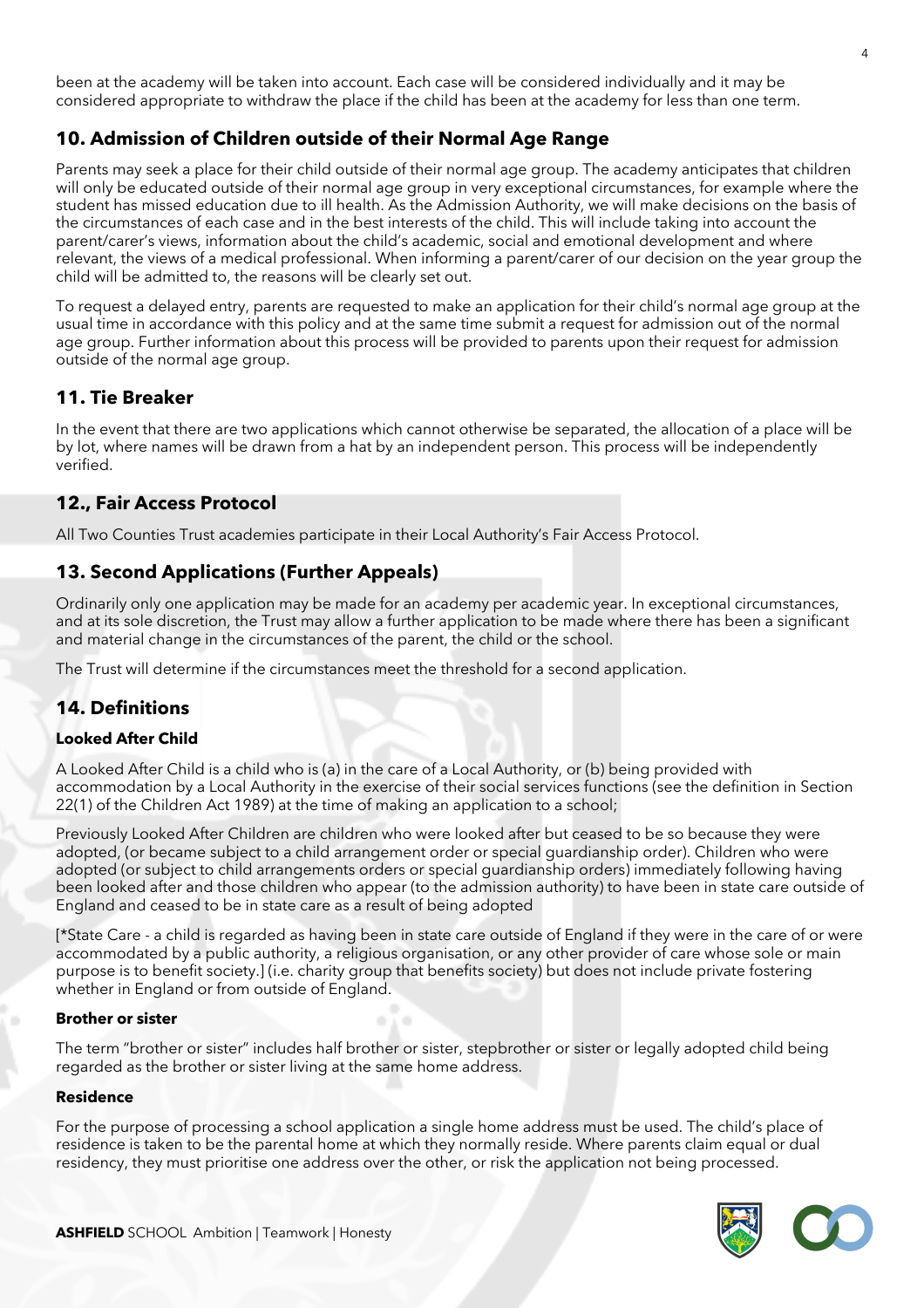been at the academy will be taken into account. Each case will be considered individually and it may be considered appropriate to withdraw the place if the child has been at the academy for less than one term.

## 10. Admission of Children outside of their Normal Age Range

Parents may seek a place for their child outside of their normal age group. The academy anticipates that children will only be educated outside of their normal age group in very exceptional circumstances, for example where the student has missed education due to ill health. As the Admission Authority, we will make decisions on the basis of the circumstances of each case and in the best interests of the child. This will include taking into account the parent/carer's views, information about the child's academic, social and emotional development and where relevant, the views of a medical professional. When informing a parent/carer of our decision on the year group the child will be admitted to, the reasons will be clearly set out.

To request a delayed entry, parents are requested to make an application for their child's normal age group at the usual time in accordance with this policy and at the same time submit a request for admission out of the normal age group. Further information about this process will be provided to parents upon their request for admission outside of the normal age group.

## 11. Tie Breaker

In the event that there are two applications which cannot otherwise be separated, the allocation of a place will be by lot, where names will be drawn from a hat by an independent person. This process will be independently verified.

## 12., Fair Access Protocol

All Two Counties Trust academies participate in their Local Authority's Fair Access Protocol.

## 13. Second Applications (Further Appeals)

Ordinarily only one application may be made for an academy per academic year. In exceptional circumstances, and at its sole discretion, the Trust may allow a further application to be made where there has been a significant and material change in the circumstances of the parent, the child or the school.

The Trust will determine if the circumstances meet the threshold for a second application.

## 14. Definitions

### Looked After Child

A Looked After Child is a child who is (a) in the care of a Local Authority, or (b) being provided with accommodation by a Local Authority in the exercise of their social services functions (see the definition in Section 22(1) of the Children Act 1989) at the time of making an application to a school;

Previously Looked After Children are children who were looked after but ceased to be so because they were adopted, (or became subject to a child arrangement order or special guardianship order). Children who were adopted (or subject to child arrangements orders or special guardianship orders) immediately following having been looked after and those children who appear (to the admission authority) to have been in state care outside of England and ceased to be in state care as a result of being adopted

[*State Care - a child is regarded as having been in state care outside of England if they were in the care of or were accommodated by a public authority, a religious organisation, or any other provider of care whose sole or main purpose is to benefit society.] (i.e. charity group that benefits society) but does not include private fostering whether in England or from outside of England.

### Brother or sister

The term "brother or sister" includes half brother or sister, stepbrother or sister or legally adopted child being regarded as the brother or sister living at the same home address.

### Residence

For the purpose of processing a school application a single home address must be used. The child's place of residence is taken to be the parental home at which they normally reside. Where parents claim equal or dual residency, they must prioritise one address over the other, or risk the application not being processed.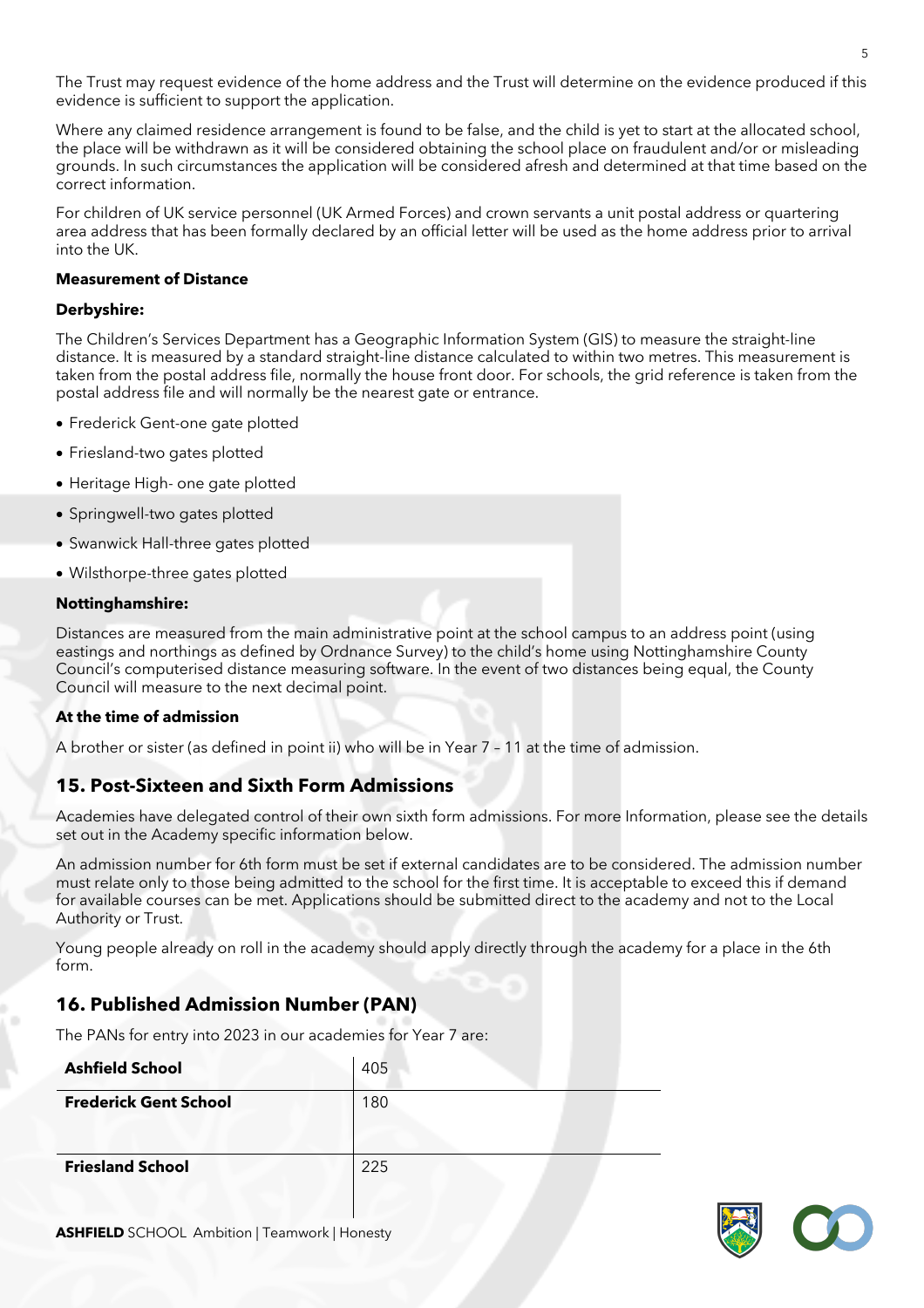The Trust may request evidence of the home address and the Trust will determine on the evidence produced if this evidence is sufficient to support the application.

Where any claimed residence arrangement is found to be false, and the child is yet to start at the allocated school, the place will be withdrawn as it will be considered obtaining the school place on fraudulent and/or or misleading grounds. In such circumstances the application will be considered afresh and determined at that time based on the correct information.

For children of UK service personnel (UK Armed Forces) and crown servants a unit postal address or quartering area address that has been formally declared by an official letter will be used as the home address prior to arrival into the UK.

**Measurement of Distance**

**Derbyshire:**

The Children's Services Department has a Geographic Information System (GIS) to measure the straight-line distance. It is measured by a standard straight-line distance calculated to within two metres. This measurement is taken from the postal address file, normally the house front door. For schools, the grid reference is taken from the postal address file and will normally be the nearest gate or entrance.

- Frederick Gent-one gate plotted
- Friesland-two gates plotted
- Heritage High- one gate plotted
- Springwell-two gates plotted
- Swanwick Hall-three gates plotted
- Wilsthorpe-three gates plotted

**Nottinghamshire:**

Distances are measured from the main administrative point at the school campus to an address point (using eastings and northings as defined by Ordnance Survey) to the child's home using Nottinghamshire County Council's computerised distance measuring software. In the event of two distances being equal, the County Council will measure to the next decimal point.

**At the time of admission**

A brother or sister (as defined in point ii) who will be in Year 7 – 11 at the time of admission.

## 15. Post-Sixteen and Sixth Form Admissions

Academies have delegated control of their own sixth form admissions. For more Information, please see the details set out in the Academy specific information below.

An admission number for 6th form must be set if external candidates are to be considered. The admission number must relate only to those being admitted to the school for the first time. It is acceptable to exceed this if demand for available courses can be met. Applications should be submitted direct to the academy and not to the Local Authority or Trust.

Young people already on roll in the academy should apply directly through the academy for a place in the 6th form.

## 16. Published Admission Number (PAN)

The PANs for entry into 2023 in our academies for Year 7 are:

| School | PAN |
|---|---|
| **Ashfield School** | 405 |
| **Frederick Gent School** | 180 |
| **Friesland School** | 225 |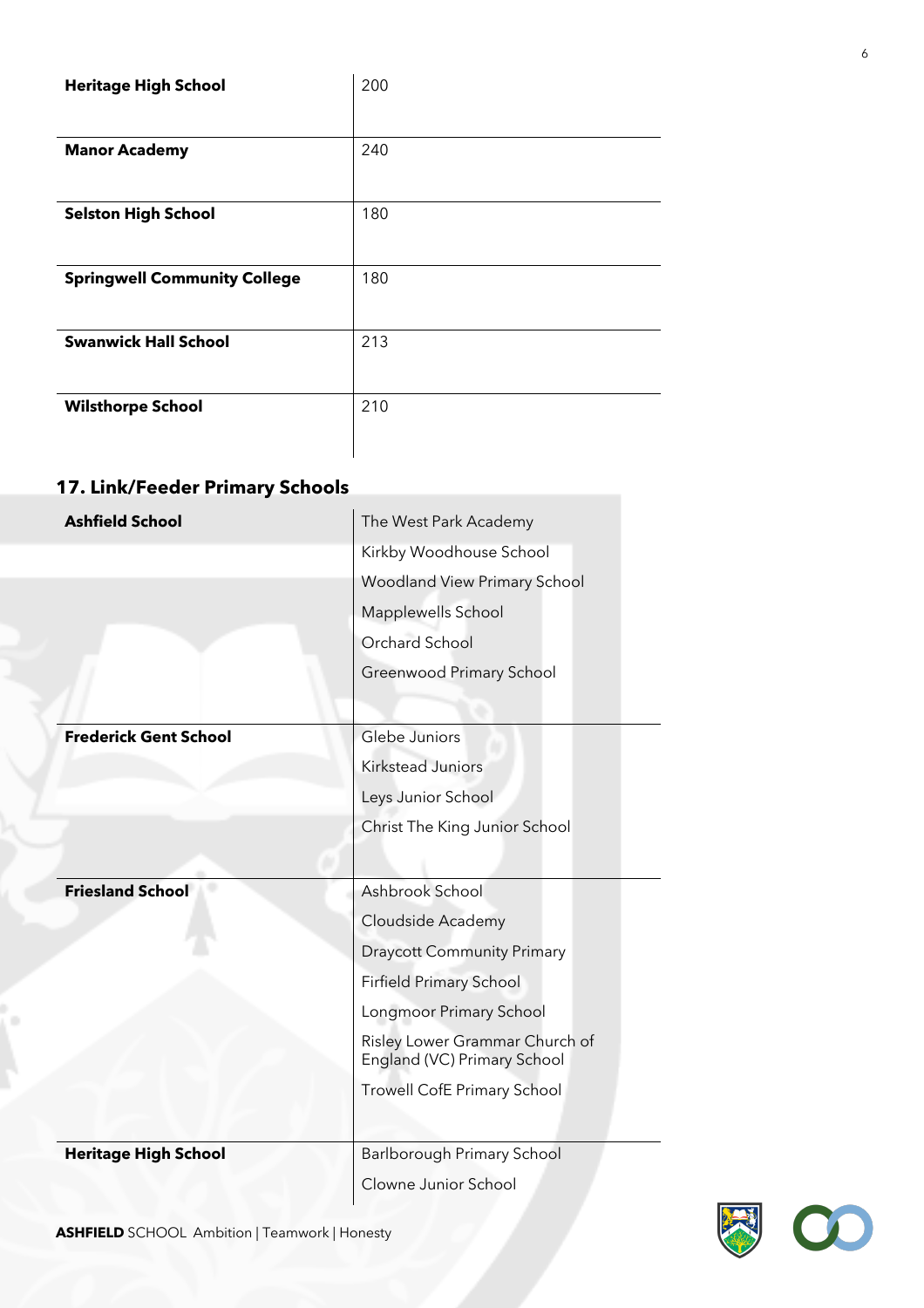| | |
|---|---|
| **Heritage High School** | 200 |
| **Manor Academy** | 240 |
| **Selston High School** | 180 |
| **Springwell Community College** | 180 |
| **Swanwick Hall School** | 213 |
| **Wilsthorpe School** | 210 |

## 17. Link/Feeder Primary Schools

| | |
|---|---|
| **Ashfield School** | The West Park Academy<br>Kirkby Woodhouse School<br>Woodland View Primary School<br>Mapplewells School<br>Orchard School<br>Greenwood Primary School |
| **Frederick Gent School** | Glebe Juniors<br>Kirkstead Juniors<br>Leys Junior School<br>Christ The King Junior School |
| **Friesland School** | Ashbrook School<br>Cloudside Academy<br>Draycott Community Primary<br>Firfield Primary School<br>Longmoor Primary School<br>Risley Lower Grammar Church of England (VC) Primary School<br>Trowell CofE Primary School |
| **Heritage High School** | Barlborough Primary School<br>Clowne Junior School |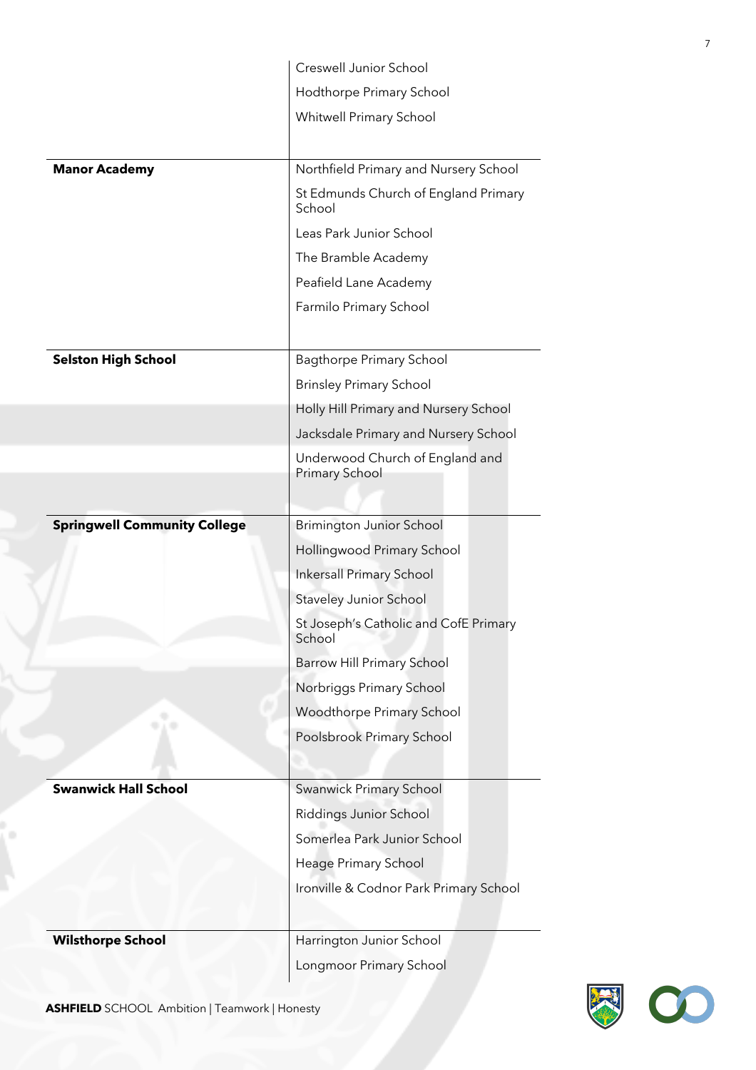| | |
|---|---|
| | Creswell Junior School |
| | Hodthorpe Primary School |
| | Whitwell Primary School |
| **Manor Academy** | Northfield Primary and Nursery School |
| | St Edmunds Church of England Primary School |
| | Leas Park Junior School |
| | The Bramble Academy |
| | Peafield Lane Academy |
| | Farmilo Primary School |
| **Selston High School** | Bagthorpe Primary School |
| | Brinsley Primary School |
| | Holly Hill Primary and Nursery School |
| | Jacksdale Primary and Nursery School |
| | Underwood Church of England and Primary School |
| **Springwell Community College** | Brimington Junior School |
| | Hollingwood Primary School |
| | Inkersall Primary School |
| | Staveley Junior School |
| | St Joseph's Catholic and CofE Primary School |
| | Barrow Hill Primary School |
| | Norbriggs Primary School |
| | Woodthorpe Primary School |
| | Poolsbrook Primary School |
| **Swanwick Hall School** | Swanwick Primary School |
| | Riddings Junior School |
| | Somerlea Park Junior School |
| | Heage Primary School |
| | Ironville & Codnor Park Primary School |
| **Wilsthorpe School** | Harrington Junior School |
| | Longmoor Primary School |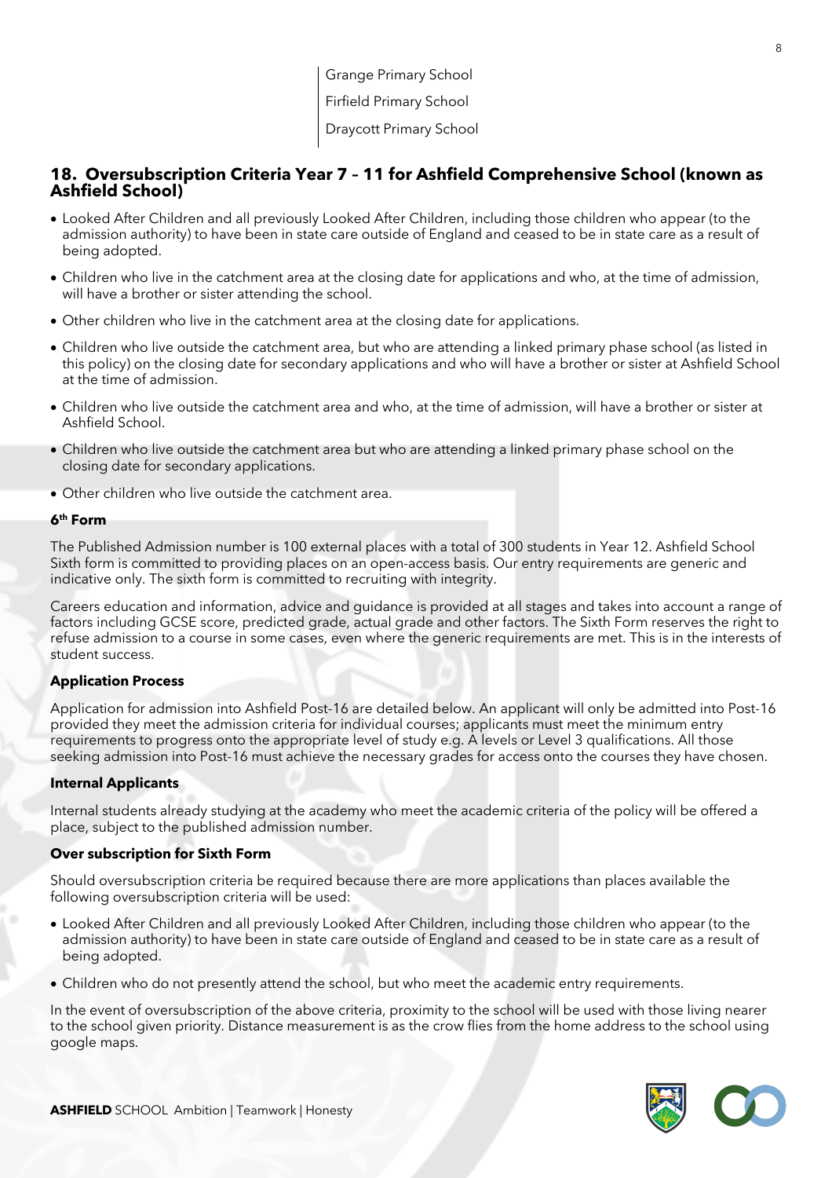Grange Primary School

Firfield Primary School

Draycott Primary School

## 18. Oversubscription Criteria Year 7 – 11 for Ashfield Comprehensive School (known as Ashfield School)

- Looked After Children and all previously Looked After Children, including those children who appear (to the admission authority) to have been in state care outside of England and ceased to be in state care as a result of being adopted.
- Children who live in the catchment area at the closing date for applications and who, at the time of admission, will have a brother or sister attending the school.
- Other children who live in the catchment area at the closing date for applications.
- Children who live outside the catchment area, but who are attending a linked primary phase school (as listed in this policy) on the closing date for secondary applications and who will have a brother or sister at Ashfield School at the time of admission.
- Children who live outside the catchment area and who, at the time of admission, will have a brother or sister at Ashfield School.
- Children who live outside the catchment area but who are attending a linked primary phase school on the closing date for secondary applications.
- Other children who live outside the catchment area.

### 6th Form

The Published Admission number is 100 external places with a total of 300 students in Year 12. Ashfield School Sixth form is committed to providing places on an open-access basis. Our entry requirements are generic and indicative only. The sixth form is committed to recruiting with integrity.

Careers education and information, advice and guidance is provided at all stages and takes into account a range of factors including GCSE score, predicted grade, actual grade and other factors. The Sixth Form reserves the right to refuse admission to a course in some cases, even where the generic requirements are met. This is in the interests of student success.

### Application Process

Application for admission into Ashfield Post-16 are detailed below. An applicant will only be admitted into Post-16 provided they meet the admission criteria for individual courses; applicants must meet the minimum entry requirements to progress onto the appropriate level of study e.g. A levels or Level 3 qualifications. All those seeking admission into Post-16 must achieve the necessary grades for access onto the courses they have chosen.

### Internal Applicants

Internal students already studying at the academy who meet the academic criteria of the policy will be offered a place, subject to the published admission number.

### Over subscription for Sixth Form

Should oversubscription criteria be required because there are more applications than places available the following oversubscription criteria will be used:

- Looked After Children and all previously Looked After Children, including those children who appear (to the admission authority) to have been in state care outside of England and ceased to be in state care as a result of being adopted.
- Children who do not presently attend the school, but who meet the academic entry requirements.

In the event of oversubscription of the above criteria, proximity to the school will be used with those living nearer to the school given priority. Distance measurement is as the crow flies from the home address to the school using google maps.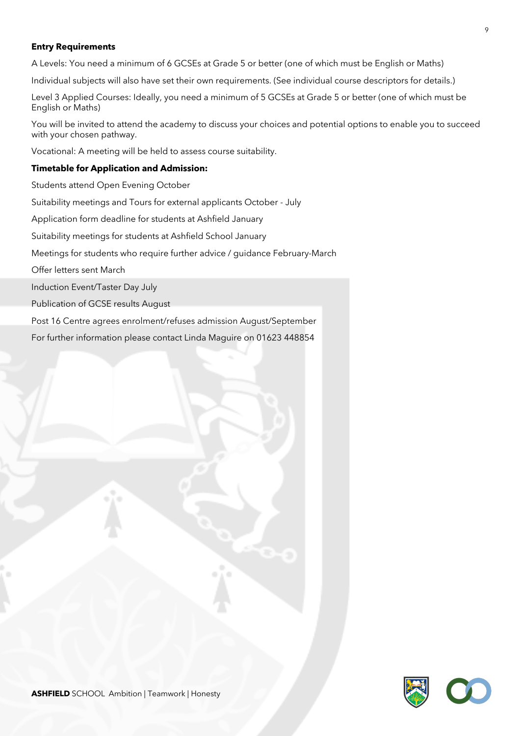**Entry Requirements**

A Levels: You need a minimum of 6 GCSEs at Grade 5 or better (one of which must be English or Maths)

Individual subjects will also have set their own requirements. (See individual course descriptors for details.)

Level 3 Applied Courses: Ideally, you need a minimum of 5 GCSEs at Grade 5 or better (one of which must be English or Maths)

You will be invited to attend the academy to discuss your choices and potential options to enable you to succeed with your chosen pathway.

Vocational: A meeting will be held to assess course suitability.

**Timetable for Application and Admission:**

Students attend Open Evening October

Suitability meetings and Tours for external applicants October - July

Application form deadline for students at Ashfield January

Suitability meetings for students at Ashfield School January

Meetings for students who require further advice / guidance February-March

Offer letters sent March

Induction Event/Taster Day July

Publication of GCSE results August

Post 16 Centre agrees enrolment/refuses admission August/September

For further information please contact Linda Maguire on 01623 448854